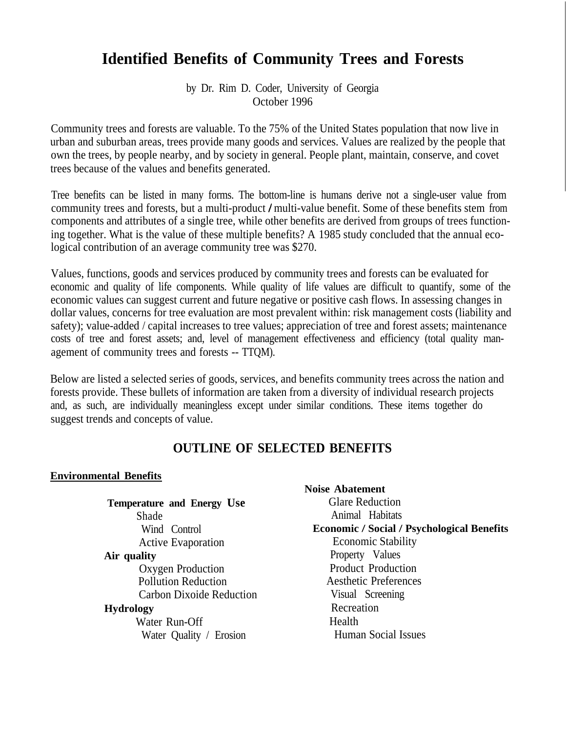# Identified Benefits of Community Trees and Forests

by Dr. Rim D. Coder, University of Georgia
October 1996

Community trees and forests are valuable. To the 75% of the United States population that now live in urban and suburban areas, trees provide many goods and services. Values are realized by the people that own the trees, by people nearby, and by society in general. People plant, maintain, conserve, and covet trees because of the values and benefits generated.

Tree benefits can be listed in many forms. The bottom-line is humans derive not a single-user value from community trees and forests, but a multi-product / multi-value benefit. Some of these benefits stem from components and attributes of a single tree, while other benefits are derived from groups of trees functioning together. What is the value of these multiple benefits? A 1985 study concluded that the annual ecological contribution of an average community tree was $270.

Values, functions, goods and services produced by community trees and forests can be evaluated for economic and quality of life components. While quality of life values are difficult to quantify, some of the economic values can suggest current and future negative or positive cash flows. In assessing changes in dollar values, concerns for tree evaluation are most prevalent within: risk management costs (liability and safety); value-added / capital increases to tree values; appreciation of tree and forest assets; maintenance costs of tree and forest assets; and, level of management effectiveness and efficiency (total quality management of community trees and forests -- TTQM).

Below are listed a selected series of goods, services, and benefits community trees across the nation and forests provide. These bullets of information are taken from a diversity of individual research projects and, as such, are individually meaningless except under similar conditions. These items together do suggest trends and concepts of value.

## OUTLINE OF SELECTED BENEFITS

**Environmental Benefits**

- **Temperature and Energy Use**
  - Shade
  - Wind Control
  - Active Evaporation
- **Air quality**
  - Oxygen Production
  - Pollution Reduction
  - Carbon Dixoide Reduction
- **Hydrology**
  - Water Run-Off
  - Water Quality / Erosion
- **Noise Abatement**
  - Glare Reduction
  - Animal Habitats

**Economic / Social / Psychological Benefits**

- Economic Stability
- Property Values
- Product Production
- Aesthetic Preferences
- Visual Screening
- Recreation
- Health
- Human Social Issues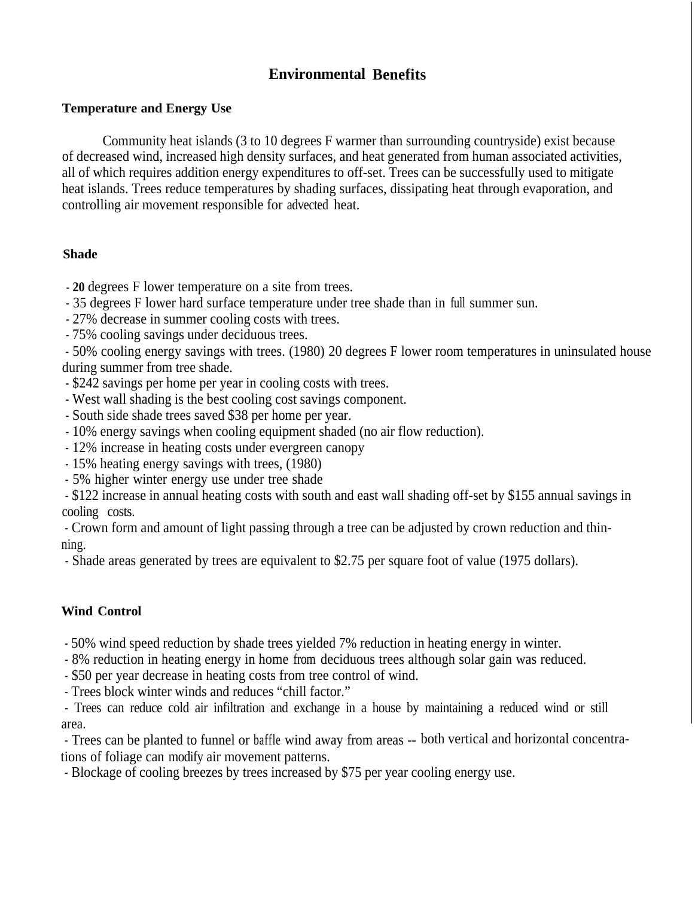# Environmental Benefits

## Temperature and Energy Use

Community heat islands (3 to 10 degrees F warmer than surrounding countryside) exist because of decreased wind, increased high density surfaces, and heat generated from human associated activities, all of which requires addition energy expenditures to off-set. Trees can be successfully used to mitigate heat islands. Trees reduce temperatures by shading surfaces, dissipating heat through evaporation, and controlling air movement responsible for advected heat.

## Shade

- **20** degrees F lower temperature on a site from trees.
- 35 degrees F lower hard surface temperature under tree shade than in full summer sun.
- 27% decrease in summer cooling costs with trees.
- 75% cooling savings under deciduous trees.
- 50% cooling energy savings with trees. (1980) 20 degrees F lower room temperatures in uninsulated house during summer from tree shade.
- $242 savings per home per year in cooling costs with trees.
- West wall shading is the best cooling cost savings component.
- South side shade trees saved $38 per home per year.
- 10% energy savings when cooling equipment shaded (no air flow reduction).
- 12% increase in heating costs under evergreen canopy
- 15% heating energy savings with trees, (1980)
- 5% higher winter energy use under tree shade
- $122 increase in annual heating costs with south and east wall shading off-set by $155 annual savings in cooling costs.
- Crown form and amount of light passing through a tree can be adjusted by crown reduction and thinning.
- Shade areas generated by trees are equivalent to $2.75 per square foot of value (1975 dollars).

## Wind Control

- 50% wind speed reduction by shade trees yielded 7% reduction in heating energy in winter.
- 8% reduction in heating energy in home from deciduous trees although solar gain was reduced.
- $50 per year decrease in heating costs from tree control of wind.
- Trees block winter winds and reduces "chill factor."
- Trees can reduce cold air infiltration and exchange in a house by maintaining a reduced wind or still area.
- Trees can be planted to funnel or baffle wind away from areas -- both vertical and horizontal concentrations of foliage can modify air movement patterns.
- Blockage of cooling breezes by trees increased by $75 per year cooling energy use.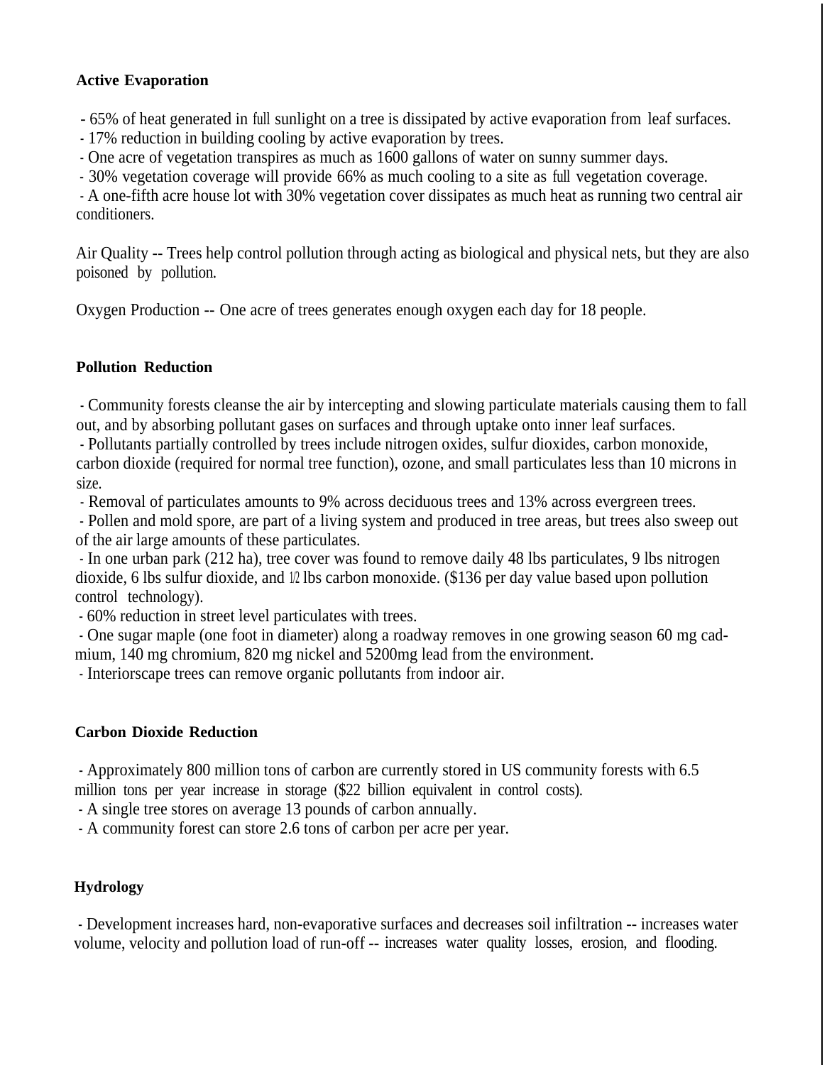**Active Evaporation**

- 65% of heat generated in full sunlight on a tree is dissipated by active evaporation from leaf surfaces.
- 17% reduction in building cooling by active evaporation by trees.
- One acre of vegetation transpires as much as 1600 gallons of water on sunny summer days.
- 30% vegetation coverage will provide 66% as much cooling to a site as full vegetation coverage.
- A one-fifth acre house lot with 30% vegetation cover dissipates as much heat as running two central air conditioners.

Air Quality -- Trees help control pollution through acting as biological and physical nets, but they are also poisoned by pollution.

Oxygen Production -- One acre of trees generates enough oxygen each day for 18 people.

**Pollution Reduction**

- Community forests cleanse the air by intercepting and slowing particulate materials causing them to fall out, and by absorbing pollutant gases on surfaces and through uptake onto inner leaf surfaces.
- Pollutants partially controlled by trees include nitrogen oxides, sulfur dioxides, carbon monoxide, carbon dioxide (required for normal tree function), ozone, and small particulates less than 10 microns in size.
- Removal of particulates amounts to 9% across deciduous trees and 13% across evergreen trees.
- Pollen and mold spore, are part of a living system and produced in tree areas, but trees also sweep out of the air large amounts of these particulates.
- In one urban park (212 ha), tree cover was found to remove daily 48 lbs particulates, 9 lbs nitrogen dioxide, 6 lbs sulfur dioxide, and 1/2 lbs carbon monoxide. ($136 per day value based upon pollution control technology).
- 60% reduction in street level particulates with trees.
- One sugar maple (one foot in diameter) along a roadway removes in one growing season 60 mg cadmium, 140 mg chromium, 820 mg nickel and 5200mg lead from the environment.
- Interiorscape trees can remove organic pollutants from indoor air.

**Carbon Dioxide Reduction**

- Approximately 800 million tons of carbon are currently stored in US community forests with 6.5 million tons per year increase in storage ($22 billion equivalent in control costs).
- A single tree stores on average 13 pounds of carbon annually.
- A community forest can store 2.6 tons of carbon per acre per year.

**Hydrology**

- Development increases hard, non-evaporative surfaces and decreases soil infiltration -- increases water volume, velocity and pollution load of run-off -- increases water quality losses, erosion, and flooding.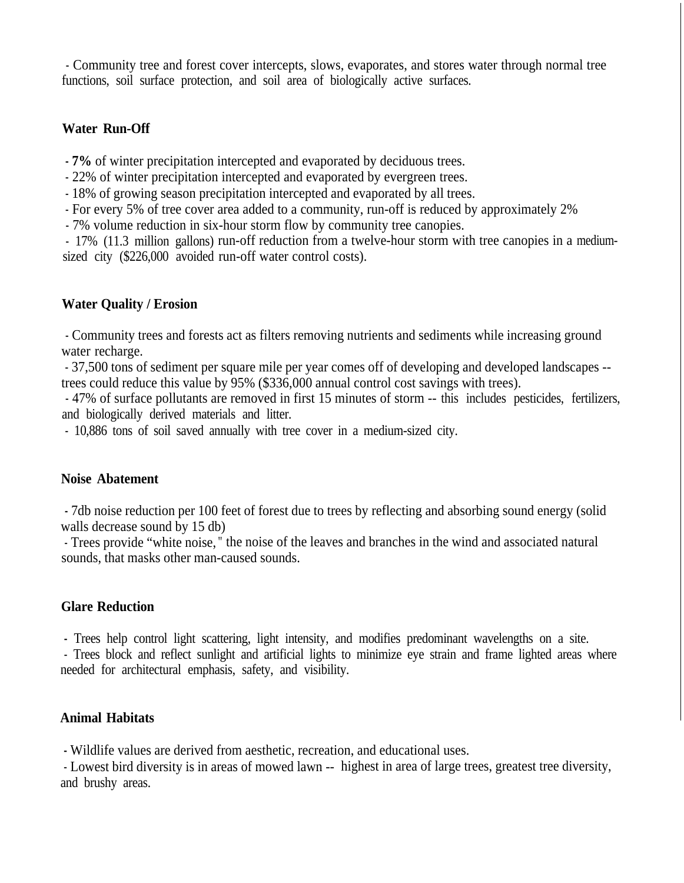- Community tree and forest cover intercepts, slows, evaporates, and stores water through normal tree functions, soil surface protection, and soil area of biologically active surfaces.

## Water Run-Off

- **7%** of winter precipitation intercepted and evaporated by deciduous trees.
- 22% of winter precipitation intercepted and evaporated by evergreen trees.
- 18% of growing season precipitation intercepted and evaporated by all trees.
- For every 5% of tree cover area added to a community, run-off is reduced by approximately 2%
- 7% volume reduction in six-hour storm flow by community tree canopies.
- 17% (11.3 million gallons) run-off reduction from a twelve-hour storm with tree canopies in a medium-sized city ($226,000 avoided run-off water control costs).

## Water Quality / Erosion

- Community trees and forests act as filters removing nutrients and sediments while increasing ground water recharge.
- 37,500 tons of sediment per square mile per year comes off of developing and developed landscapes -- trees could reduce this value by 95% ($336,000 annual control cost savings with trees).
- 47% of surface pollutants are removed in first 15 minutes of storm -- this includes pesticides, fertilizers, and biologically derived materials and litter.
- 10,886 tons of soil saved annually with tree cover in a medium-sized city.

## Noise Abatement

- 7db noise reduction per 100 feet of forest due to trees by reflecting and absorbing sound energy (solid walls decrease sound by 15 db)
- Trees provide "white noise," the noise of the leaves and branches in the wind and associated natural sounds, that masks other man-caused sounds.

## Glare Reduction

- Trees help control light scattering, light intensity, and modifies predominant wavelengths on a site.
- Trees block and reflect sunlight and artificial lights to minimize eye strain and frame lighted areas where needed for architectural emphasis, safety, and visibility.

## Animal Habitats

- Wildlife values are derived from aesthetic, recreation, and educational uses.
- Lowest bird diversity is in areas of mowed lawn -- highest in area of large trees, greatest tree diversity, and brushy areas.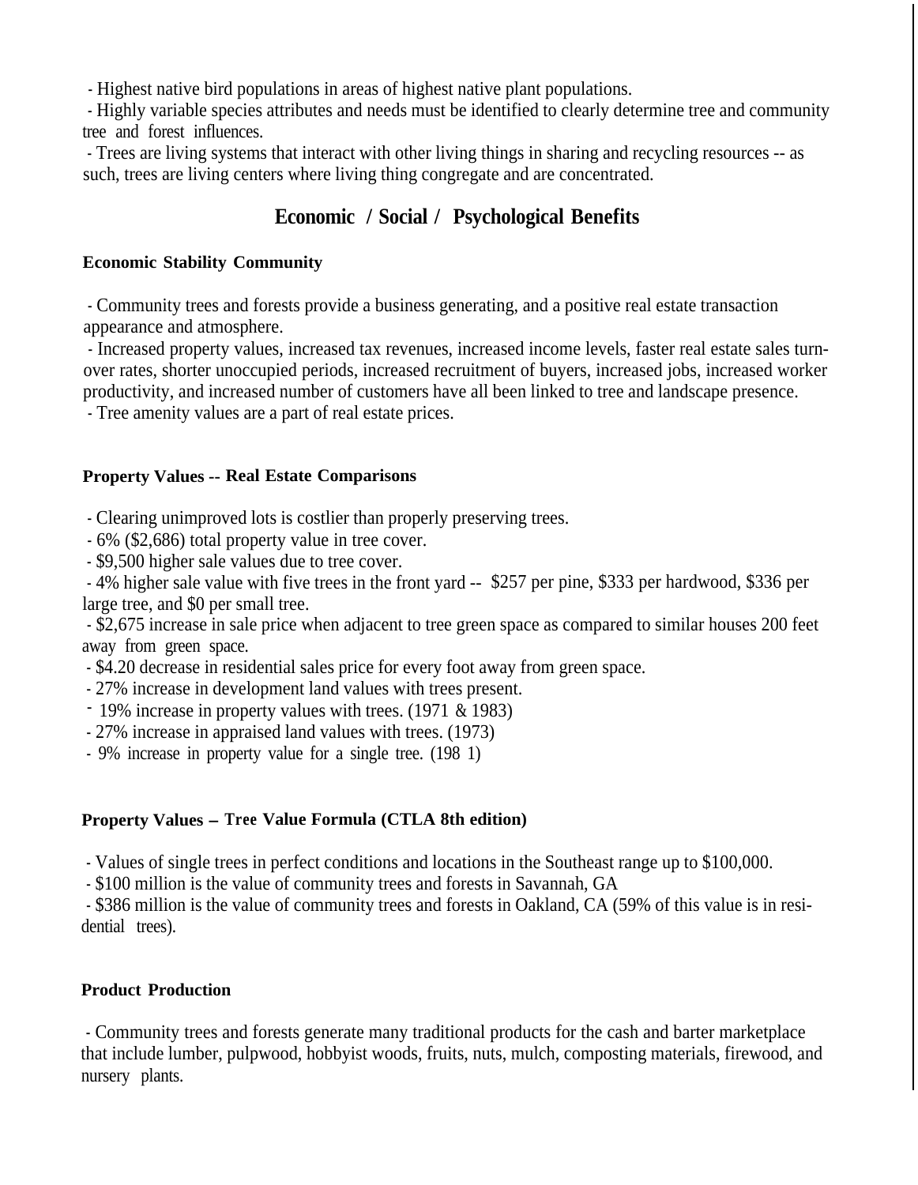- Highest native bird populations in areas of highest native plant populations.
- Highly variable species attributes and needs must be identified to clearly determine tree and community tree and forest influences.
- Trees are living systems that interact with other living things in sharing and recycling resources -- as such, trees are living centers where living thing congregate and are concentrated.

## Economic / Social / Psychological Benefits

### Economic Stability Community

- Community trees and forests provide a business generating, and a positive real estate transaction appearance and atmosphere.
- Increased property values, increased tax revenues, increased income levels, faster real estate sales turnover rates, shorter unoccupied periods, increased recruitment of buyers, increased jobs, increased worker productivity, and increased number of customers have all been linked to tree and landscape presence.
- Tree amenity values are a part of real estate prices.

### Property Values -- Real Estate Comparisons

- Clearing unimproved lots is costlier than properly preserving trees.
- 6% ($2,686) total property value in tree cover.
- $9,500 higher sale values due to tree cover.
- 4% higher sale value with five trees in the front yard -- $257 per pine, $333 per hardwood, $336 per large tree, and $0 per small tree.
- $2,675 increase in sale price when adjacent to tree green space as compared to similar houses 200 feet away from green space.
- $4.20 decrease in residential sales price for every foot away from green space.
- 27% increase in development land values with trees present.
- 19% increase in property values with trees. (1971 & 1983)
- 27% increase in appraised land values with trees. (1973)
- 9% increase in property value for a single tree. (1981)

### Property Values – Tree Value Formula (CTLA 8th edition)

- Values of single trees in perfect conditions and locations in the Southeast range up to $100,000.
- $100 million is the value of community trees and forests in Savannah, GA
- $386 million is the value of community trees and forests in Oakland, CA (59% of this value is in residential trees).

### Product Production

- Community trees and forests generate many traditional products for the cash and barter marketplace that include lumber, pulpwood, hobbyist woods, fruits, nuts, mulch, composting materials, firewood, and nursery plants.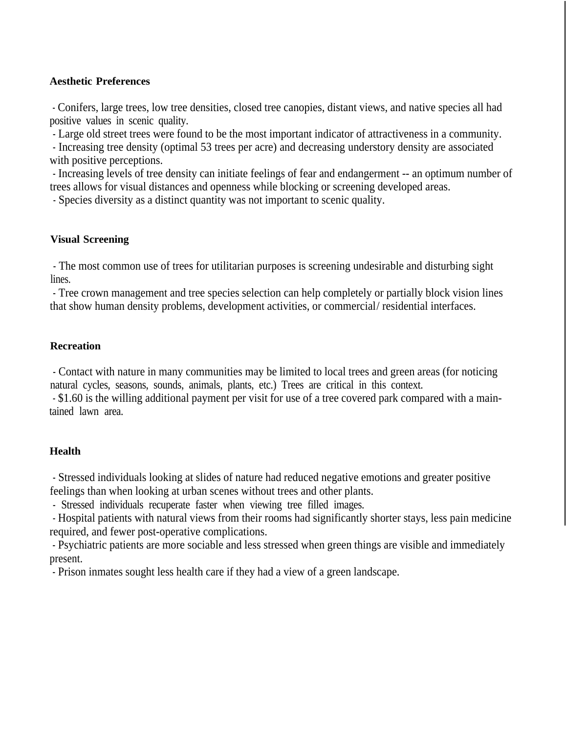**Aesthetic Preferences**

- Conifers, large trees, low tree densities, closed tree canopies, distant views, and native species all had positive values in scenic quality.
- Large old street trees were found to be the most important indicator of attractiveness in a community.
- Increasing tree density (optimal 53 trees per acre) and decreasing understory density are associated with positive perceptions.
- Increasing levels of tree density can initiate feelings of fear and endangerment -- an optimum number of trees allows for visual distances and openness while blocking or screening developed areas.
- Species diversity as a distinct quantity was not important to scenic quality.

**Visual Screening**

- The most common use of trees for utilitarian purposes is screening undesirable and disturbing sight lines.
- Tree crown management and tree species selection can help completely or partially block vision lines that show human density problems, development activities, or commercial/ residential interfaces.

**Recreation**

- Contact with nature in many communities may be limited to local trees and green areas (for noticing natural cycles, seasons, sounds, animals, plants, etc.) Trees are critical in this context.
- $1.60 is the willing additional payment per visit for use of a tree covered park compared with a maintained lawn area.

**Health**

- Stressed individuals looking at slides of nature had reduced negative emotions and greater positive feelings than when looking at urban scenes without trees and other plants.
- Stressed individuals recuperate faster when viewing tree filled images.
- Hospital patients with natural views from their rooms had significantly shorter stays, less pain medicine required, and fewer post-operative complications.
- Psychiatric patients are more sociable and less stressed when green things are visible and immediately present.
- Prison inmates sought less health care if they had a view of a green landscape.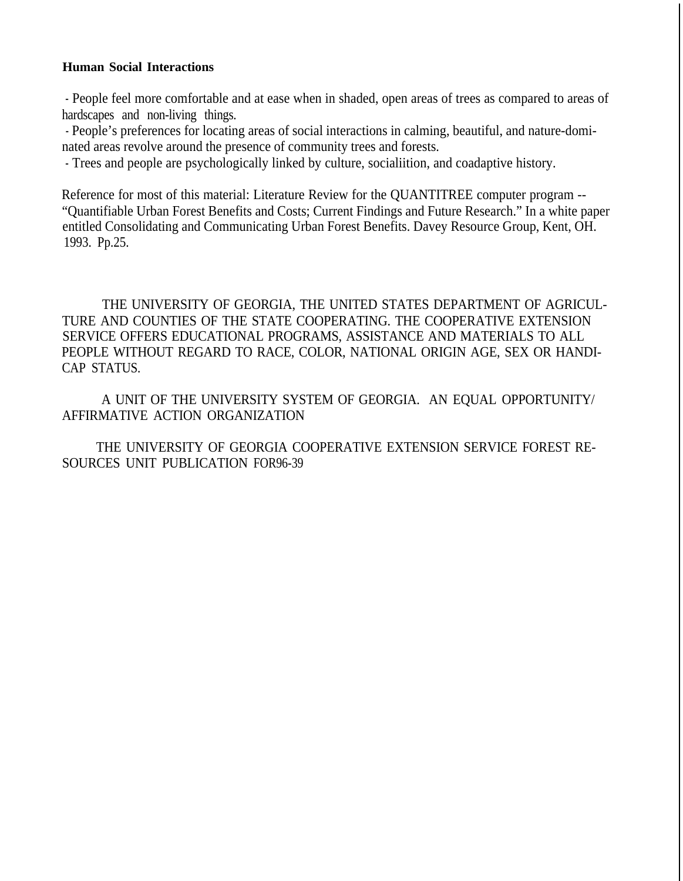**Human Social Interactions**

- People feel more comfortable and at ease when in shaded, open areas of trees as compared to areas of hardscapes and non-living things.
- People's preferences for locating areas of social interactions in calming, beautiful, and nature-dominated areas revolve around the presence of community trees and forests.
- Trees and people are psychologically linked by culture, socialiition, and coadaptive history.

Reference for most of this material: Literature Review for the QUANTITREE computer program -- "Quantifiable Urban Forest Benefits and Costs; Current Findings and Future Research." In a white paper entitled Consolidating and Communicating Urban Forest Benefits. Davey Resource Group, Kent, OH. 1993. Pp.25.

THE UNIVERSITY OF GEORGIA, THE UNITED STATES DEPARTMENT OF AGRICULTURE AND COUNTIES OF THE STATE COOPERATING. THE COOPERATIVE EXTENSION SERVICE OFFERS EDUCATIONAL PROGRAMS, ASSISTANCE AND MATERIALS TO ALL PEOPLE WITHOUT REGARD TO RACE, COLOR, NATIONAL ORIGIN AGE, SEX OR HANDICAP STATUS.

A UNIT OF THE UNIVERSITY SYSTEM OF GEORGIA. AN EQUAL OPPORTUNITY/ AFFIRMATIVE ACTION ORGANIZATION

THE UNIVERSITY OF GEORGIA COOPERATIVE EXTENSION SERVICE FOREST RESOURCES UNIT PUBLICATION FOR96-39